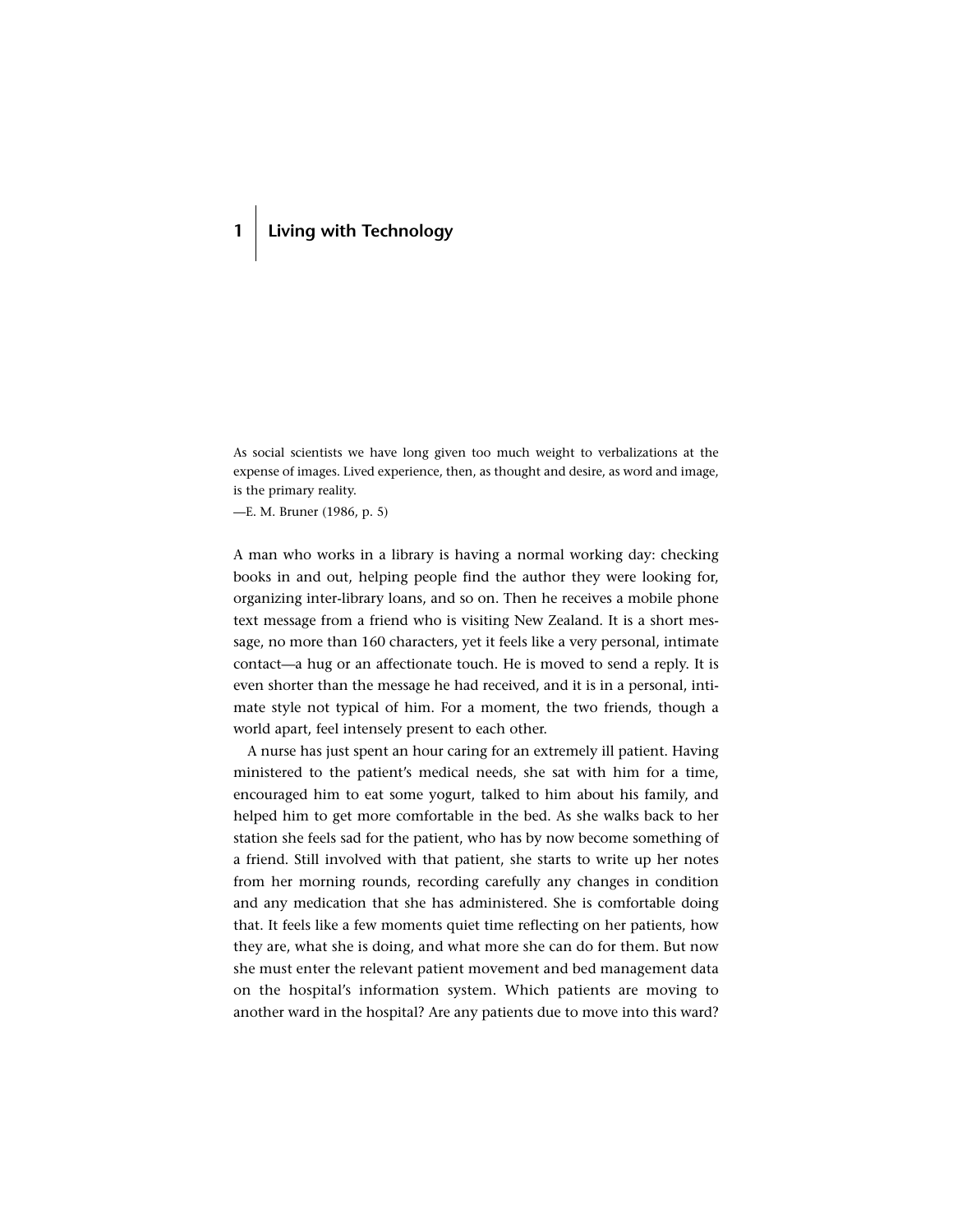# 1 Living with Technology

As social scientists we have long given too much weight to verbalizations at the expense of images. Lived experience, then, as thought and desire, as word and image, is the primary reality.

—E. M. Bruner (1986, p. 5)

A man who works in a library is having a normal working day: checking books in and out, helping people find the author they were looking for, organizing inter-library loans, and so on. Then he receives a mobile phone text message from a friend who is visiting New Zealand. It is a short message, no more than 160 characters, yet it feels like a very personal, intimate contact—a hug or an affectionate touch. He is moved to send a reply. It is even shorter than the message he had received, and it is in a personal, intimate style not typical of him. For a moment, the two friends, though a world apart, feel intensely present to each other.

A nurse has just spent an hour caring for an extremely ill patient. Having ministered to the patient's medical needs, she sat with him for a time, encouraged him to eat some yogurt, talked to him about his family, and helped him to get more comfortable in the bed. As she walks back to her station she feels sad for the patient, who has by now become something of a friend. Still involved with that patient, she starts to write up her notes from her morning rounds, recording carefully any changes in condition and any medication that she has administered. She is comfortable doing that. It feels like a few moments quiet time reflecting on her patients, how they are, what she is doing, and what more she can do for them. But now she must enter the relevant patient movement and bed management data on the hospital's information system. Which patients are moving to another ward in the hospital? Are any patients due to move into this ward?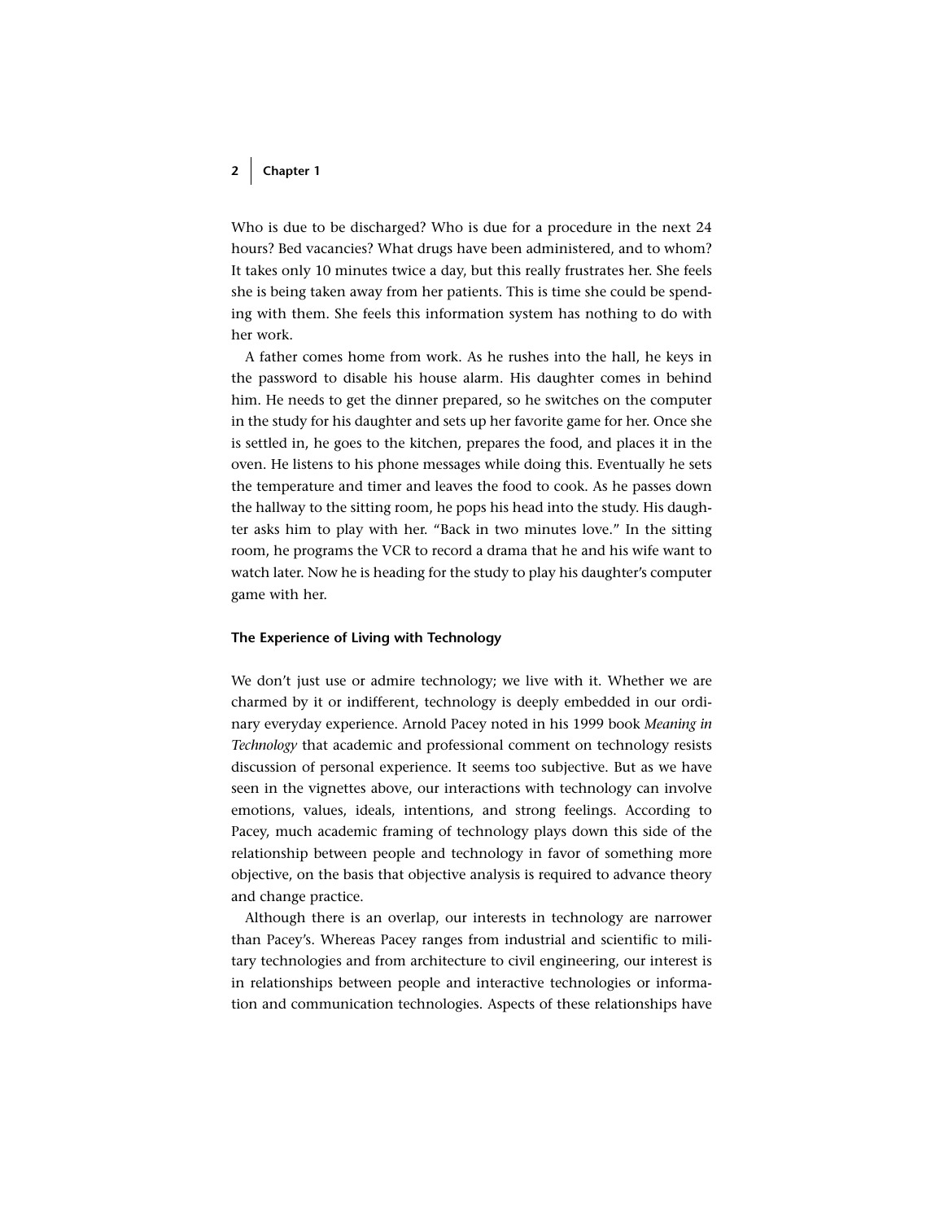Who is due to be discharged? Who is due for a procedure in the next 24 hours? Bed vacancies? What drugs have been administered, and to whom? It takes only 10 minutes twice a day, but this really frustrates her. She feels she is being taken away from her patients. This is time she could be spending with them. She feels this information system has nothing to do with her work.

A father comes home from work. As he rushes into the hall, he keys in the password to disable his house alarm. His daughter comes in behind him. He needs to get the dinner prepared, so he switches on the computer in the study for his daughter and sets up her favorite game for her. Once she is settled in, he goes to the kitchen, prepares the food, and places it in the oven. He listens to his phone messages while doing this. Eventually he sets the temperature and timer and leaves the food to cook. As he passes down the hallway to the sitting room, he pops his head into the study. His daughter asks him to play with her. "Back in two minutes love." In the sitting room, he programs the VCR to record a drama that he and his wife want to watch later. Now he is heading for the study to play his daughter's computer game with her.

### The Experience of Living with Technology

We don't just use or admire technology; we live with it. Whether we are charmed by it or indifferent, technology is deeply embedded in our ordinary everyday experience. Arnold Pacey noted in his 1999 book *Meaning in Technology* that academic and professional comment on technology resists discussion of personal experience. It seems too subjective. But as we have seen in the vignettes above, our interactions with technology can involve emotions, values, ideals, intentions, and strong feelings. According to Pacey, much academic framing of technology plays down this side of the relationship between people and technology in favor of something more objective, on the basis that objective analysis is required to advance theory and change practice.

Although there is an overlap, our interests in technology are narrower than Pacey's. Whereas Pacey ranges from industrial and scientific to military technologies and from architecture to civil engineering, our interest is in relationships between people and interactive technologies or information and communication technologies. Aspects of these relationships have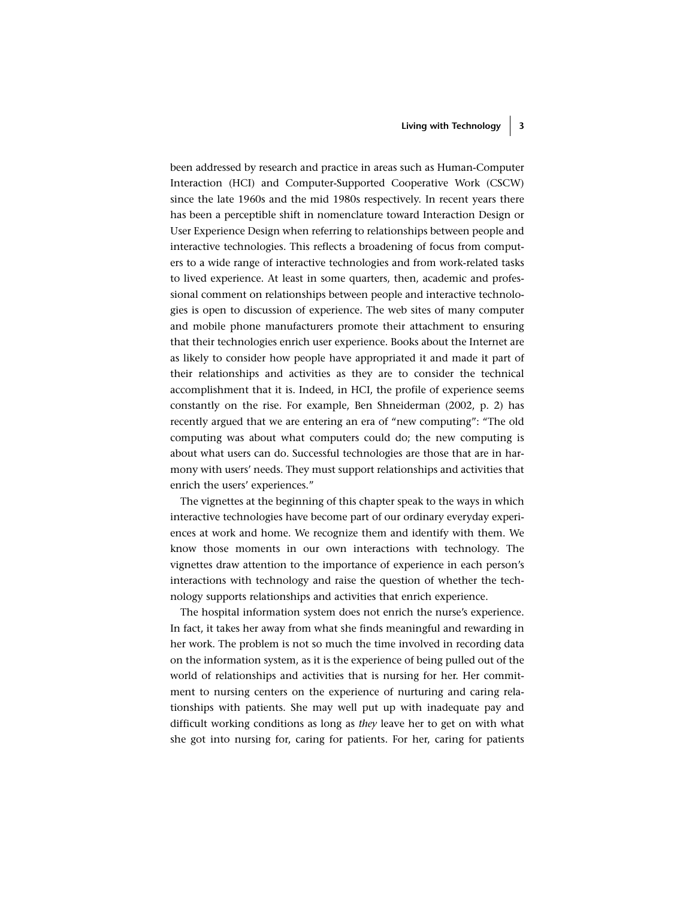been addressed by research and practice in areas such as Human-Computer Interaction (HCI) and Computer-Supported Cooperative Work (CSCW) since the late 1960s and the mid 1980s respectively. In recent years there has been a perceptible shift in nomenclature toward Interaction Design or User Experience Design when referring to relationships between people and interactive technologies. This reflects a broadening of focus from computers to a wide range of interactive technologies and from work-related tasks to lived experience. At least in some quarters, then, academic and professional comment on relationships between people and interactive technologies is open to discussion of experience. The web sites of many computer and mobile phone manufacturers promote their attachment to ensuring that their technologies enrich user experience. Books about the Internet are as likely to consider how people have appropriated it and made it part of their relationships and activities as they are to consider the technical accomplishment that it is. Indeed, in HCI, the profile of experience seems constantly on the rise. For example, Ben Shneiderman (2002, p. 2) has recently argued that we are entering an era of "new computing": "The old computing was about what computers could do; the new computing is about what users can do. Successful technologies are those that are in harmony with users' needs. They must support relationships and activities that enrich the users' experiences."

The vignettes at the beginning of this chapter speak to the ways in which interactive technologies have become part of our ordinary everyday experiences at work and home. We recognize them and identify with them. We know those moments in our own interactions with technology. The vignettes draw attention to the importance of experience in each person's interactions with technology and raise the question of whether the technology supports relationships and activities that enrich experience.

The hospital information system does not enrich the nurse's experience. In fact, it takes her away from what she finds meaningful and rewarding in her work. The problem is not so much the time involved in recording data on the information system, as it is the experience of being pulled out of the world of relationships and activities that is nursing for her. Her commitment to nursing centers on the experience of nurturing and caring relationships with patients. She may well put up with inadequate pay and difficult working conditions as long as *they* leave her to get on with what she got into nursing for, caring for patients. For her, caring for patients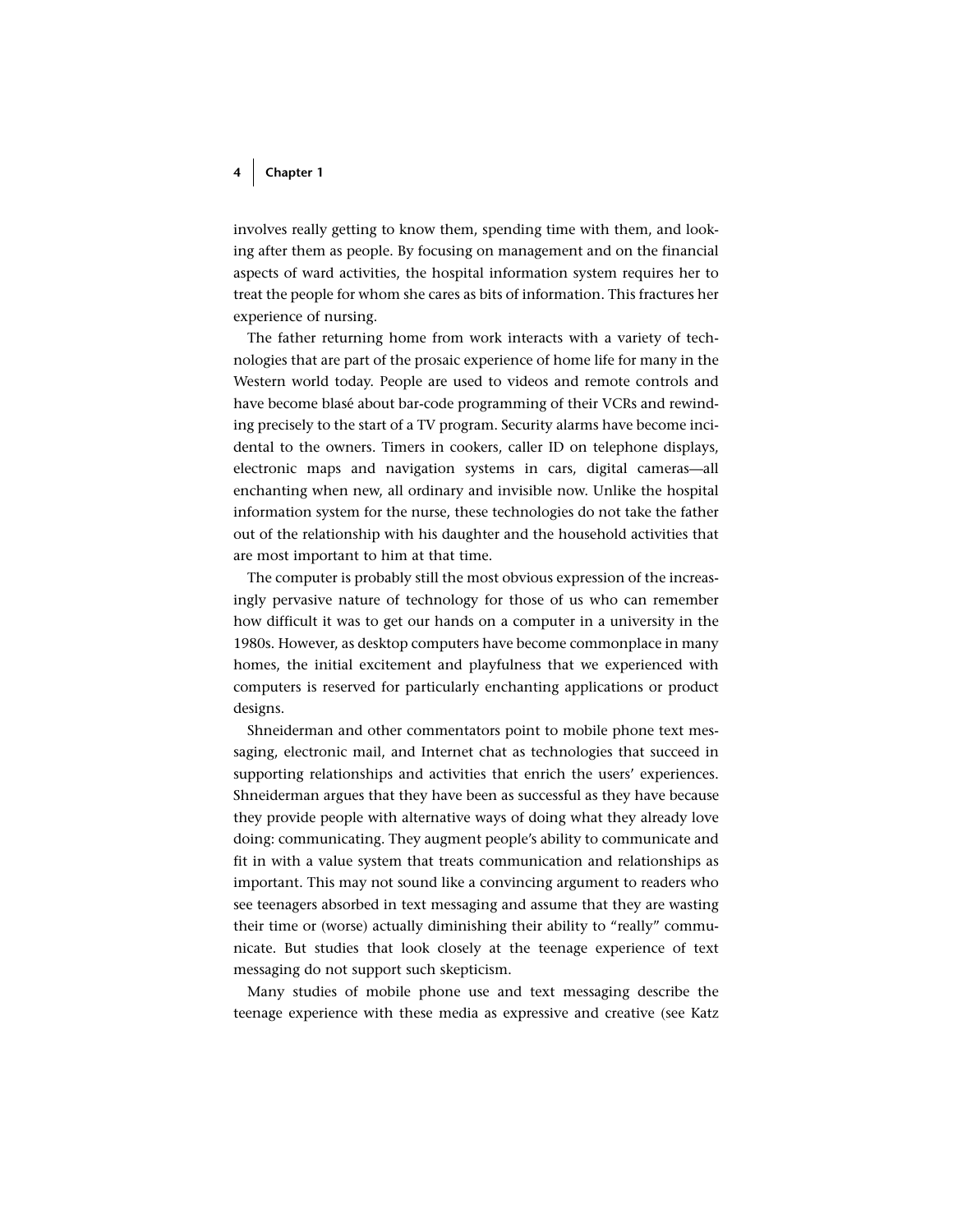involves really getting to know them, spending time with them, and looking after them as people. By focusing on management and on the financial aspects of ward activities, the hospital information system requires her to treat the people for whom she cares as bits of information. This fractures her experience of nursing.

The father returning home from work interacts with a variety of technologies that are part of the prosaic experience of home life for many in the Western world today. People are used to videos and remote controls and have become blasé about bar-code programming of their VCRs and rewinding precisely to the start of a TV program. Security alarms have become incidental to the owners. Timers in cookers, caller ID on telephone displays, electronic maps and navigation systems in cars, digital cameras—all enchanting when new, all ordinary and invisible now. Unlike the hospital information system for the nurse, these technologies do not take the father out of the relationship with his daughter and the household activities that are most important to him at that time.

The computer is probably still the most obvious expression of the increasingly pervasive nature of technology for those of us who can remember how difficult it was to get our hands on a computer in a university in the 1980s. However, as desktop computers have become commonplace in many homes, the initial excitement and playfulness that we experienced with computers is reserved for particularly enchanting applications or product designs.

Shneiderman and other commentators point to mobile phone text messaging, electronic mail, and Internet chat as technologies that succeed in supporting relationships and activities that enrich the users' experiences. Shneiderman argues that they have been as successful as they have because they provide people with alternative ways of doing what they already love doing: communicating. They augment people's ability to communicate and fit in with a value system that treats communication and relationships as important. This may not sound like a convincing argument to readers who see teenagers absorbed in text messaging and assume that they are wasting their time or (worse) actually diminishing their ability to "really" communicate. But studies that look closely at the teenage experience of text messaging do not support such skepticism.

Many studies of mobile phone use and text messaging describe the teenage experience with these media as expressive and creative (see Katz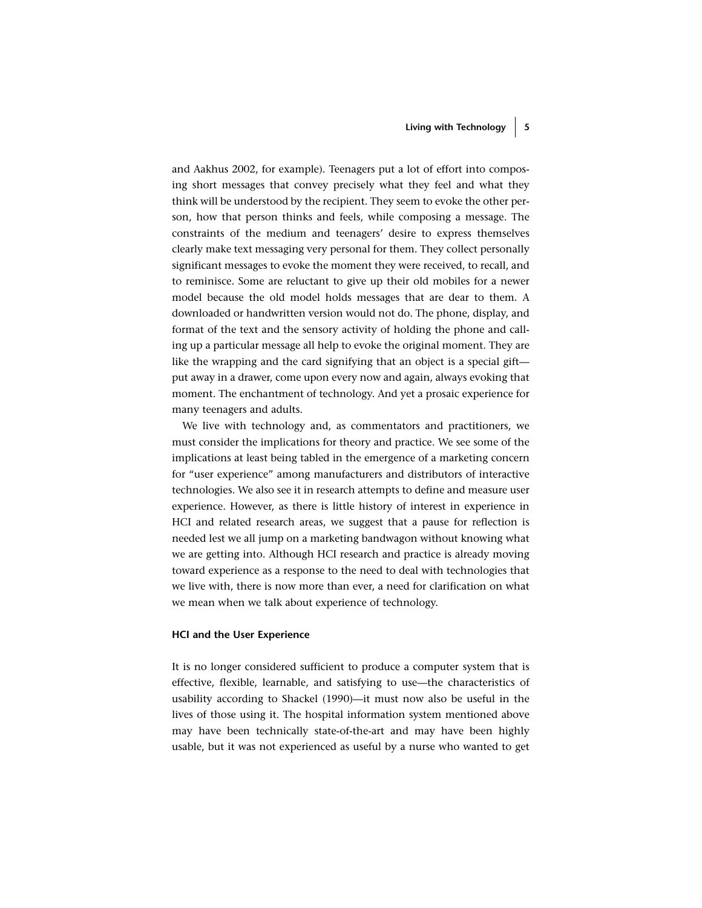and Aakhus 2002, for example). Teenagers put a lot of effort into composing short messages that convey precisely what they feel and what they think will be understood by the recipient. They seem to evoke the other person, how that person thinks and feels, while composing a message. The constraints of the medium and teenagers' desire to express themselves clearly make text messaging very personal for them. They collect personally significant messages to evoke the moment they were received, to recall, and to reminisce. Some are reluctant to give up their old mobiles for a newer model because the old model holds messages that are dear to them. A downloaded or handwritten version would not do. The phone, display, and format of the text and the sensory activity of holding the phone and calling up a particular message all help to evoke the original moment. They are like the wrapping and the card signifying that an object is a special gift—put away in a drawer, come upon every now and again, always evoking that moment. The enchantment of technology. And yet a prosaic experience for many teenagers and adults.

We live with technology and, as commentators and practitioners, we must consider the implications for theory and practice. We see some of the implications at least being tabled in the emergence of a marketing concern for "user experience" among manufacturers and distributors of interactive technologies. We also see it in research attempts to define and measure user experience. However, as there is little history of interest in experience in HCI and related research areas, we suggest that a pause for reflection is needed lest we all jump on a marketing bandwagon without knowing what we are getting into. Although HCI research and practice is already moving toward experience as a response to the need to deal with technologies that we live with, there is now more than ever, a need for clarification on what we mean when we talk about experience of technology.

### HCI and the User Experience

It is no longer considered sufficient to produce a computer system that is effective, flexible, learnable, and satisfying to use—the characteristics of usability according to Shackel (1990)—it must now also be useful in the lives of those using it. The hospital information system mentioned above may have been technically state-of-the-art and may have been highly usable, but it was not experienced as useful by a nurse who wanted to get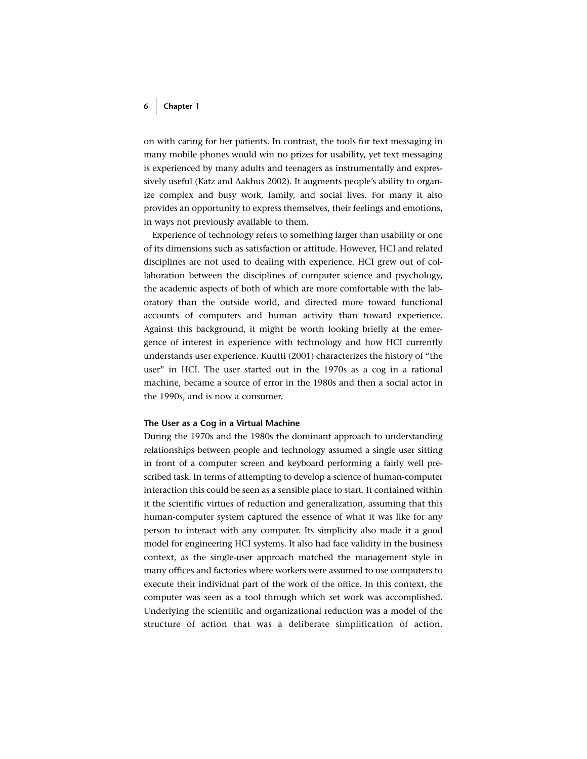on with caring for her patients. In contrast, the tools for text messaging in many mobile phones would win no prizes for usability, yet text messaging is experienced by many adults and teenagers as instrumentally and expressively useful (Katz and Aakhus 2002). It augments people's ability to organize complex and busy work, family, and social lives. For many it also provides an opportunity to express themselves, their feelings and emotions, in ways not previously available to them.

Experience of technology refers to something larger than usability or one of its dimensions such as satisfaction or attitude. However, HCI and related disciplines are not used to dealing with experience. HCI grew out of collaboration between the disciplines of computer science and psychology, the academic aspects of both of which are more comfortable with the laboratory than the outside world, and directed more toward functional accounts of computers and human activity than toward experience. Against this background, it might be worth looking briefly at the emergence of interest in experience with technology and how HCI currently understands user experience. Kuutti (2001) characterizes the history of "the user" in HCI. The user started out in the 1970s as a cog in a rational machine, became a source of error in the 1980s and then a social actor in the 1990s, and is now a consumer.

### The User as a Cog in a Virtual Machine

During the 1970s and the 1980s the dominant approach to understanding relationships between people and technology assumed a single user sitting in front of a computer screen and keyboard performing a fairly well prescribed task. In terms of attempting to develop a science of human-computer interaction this could be seen as a sensible place to start. It contained within it the scientific virtues of reduction and generalization, assuming that this human-computer system captured the essence of what it was like for any person to interact with any computer. Its simplicity also made it a good model for engineering HCI systems. It also had face validity in the business context, as the single-user approach matched the management style in many offices and factories where workers were assumed to use computers to execute their individual part of the work of the office. In this context, the computer was seen as a tool through which set work was accomplished. Underlying the scientific and organizational reduction was a model of the structure of action that was a deliberate simplification of action.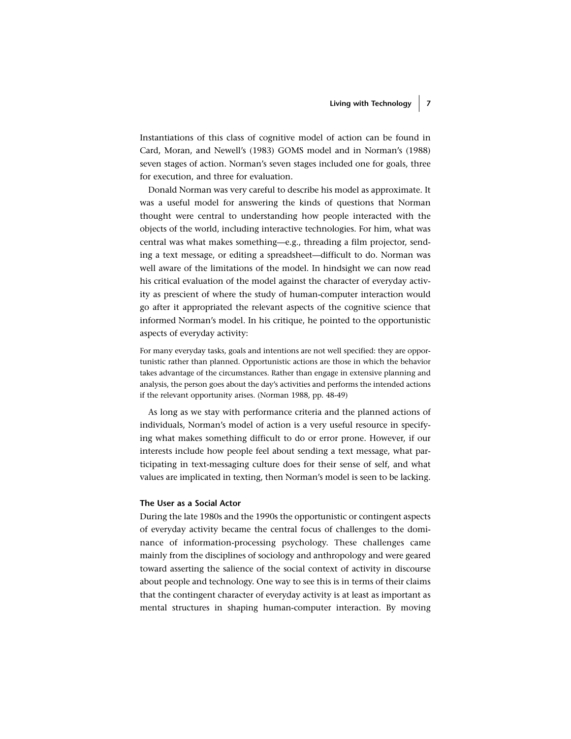Instantiations of this class of cognitive model of action can be found in Card, Moran, and Newell's (1983) GOMS model and in Norman's (1988) seven stages of action. Norman's seven stages included one for goals, three for execution, and three for evaluation.

Donald Norman was very careful to describe his model as approximate. It was a useful model for answering the kinds of questions that Norman thought were central to understanding how people interacted with the objects of the world, including interactive technologies. For him, what was central was what makes something—e.g., threading a film projector, sending a text message, or editing a spreadsheet—difficult to do. Norman was well aware of the limitations of the model. In hindsight we can now read his critical evaluation of the model against the character of everyday activity as prescient of where the study of human-computer interaction would go after it appropriated the relevant aspects of the cognitive science that informed Norman's model. In his critique, he pointed to the opportunistic aspects of everyday activity:

> For many everyday tasks, goals and intentions are not well specified: they are opportunistic rather than planned. Opportunistic actions are those in which the behavior takes advantage of the circumstances. Rather than engage in extensive planning and analysis, the person goes about the day's activities and performs the intended actions if the relevant opportunity arises. (Norman 1988, pp. 48-49)

As long as we stay with performance criteria and the planned actions of individuals, Norman's model of action is a very useful resource in specifying what makes something difficult to do or error prone. However, if our interests include how people feel about sending a text message, what participating in text-messaging culture does for their sense of self, and what values are implicated in texting, then Norman's model is seen to be lacking.

### The User as a Social Actor

During the late 1980s and the 1990s the opportunistic or contingent aspects of everyday activity became the central focus of challenges to the dominance of information-processing psychology. These challenges came mainly from the disciplines of sociology and anthropology and were geared toward asserting the salience of the social context of activity in discourse about people and technology. One way to see this is in terms of their claims that the contingent character of everyday activity is at least as important as mental structures in shaping human-computer interaction. By moving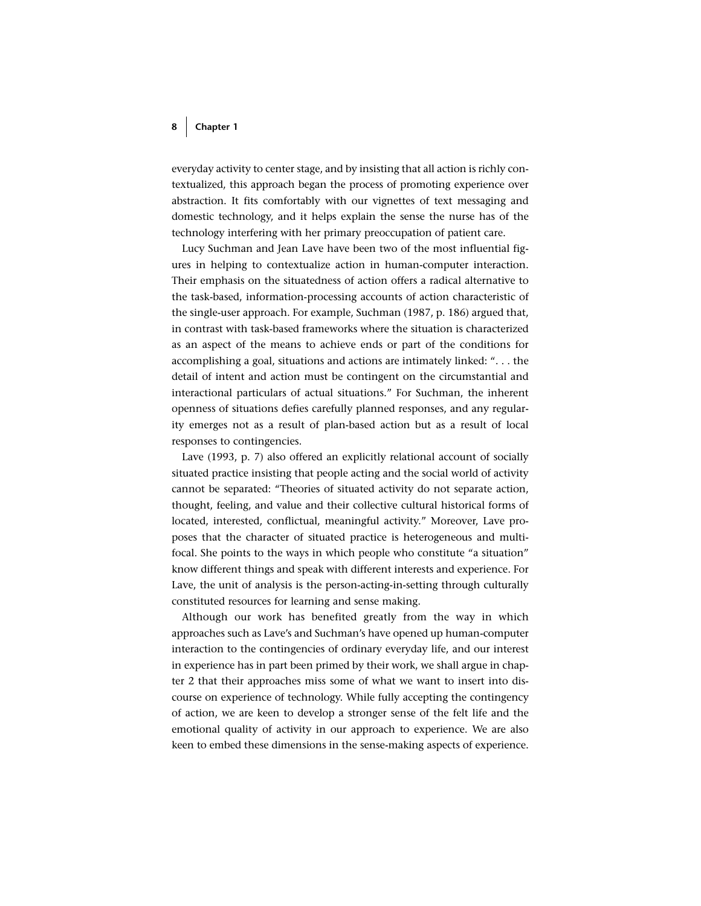everyday activity to center stage, and by insisting that all action is richly contextualized, this approach began the process of promoting experience over abstraction. It fits comfortably with our vignettes of text messaging and domestic technology, and it helps explain the sense the nurse has of the technology interfering with her primary preoccupation of patient care.

Lucy Suchman and Jean Lave have been two of the most influential figures in helping to contextualize action in human-computer interaction. Their emphasis on the situatedness of action offers a radical alternative to the task-based, information-processing accounts of action characteristic of the single-user approach. For example, Suchman (1987, p. 186) argued that, in contrast with task-based frameworks where the situation is characterized as an aspect of the means to achieve ends or part of the conditions for accomplishing a goal, situations and actions are intimately linked: ". . . the detail of intent and action must be contingent on the circumstantial and interactional particulars of actual situations." For Suchman, the inherent openness of situations defies carefully planned responses, and any regularity emerges not as a result of plan-based action but as a result of local responses to contingencies.

Lave (1993, p. 7) also offered an explicitly relational account of socially situated practice insisting that people acting and the social world of activity cannot be separated: "Theories of situated activity do not separate action, thought, feeling, and value and their collective cultural historical forms of located, interested, conflictual, meaningful activity." Moreover, Lave proposes that the character of situated practice is heterogeneous and multifocal. She points to the ways in which people who constitute "a situation" know different things and speak with different interests and experience. For Lave, the unit of analysis is the person-acting-in-setting through culturally constituted resources for learning and sense making.

Although our work has benefited greatly from the way in which approaches such as Lave's and Suchman's have opened up human-computer interaction to the contingencies of ordinary everyday life, and our interest in experience has in part been primed by their work, we shall argue in chapter 2 that their approaches miss some of what we want to insert into discourse on experience of technology. While fully accepting the contingency of action, we are keen to develop a stronger sense of the felt life and the emotional quality of activity in our approach to experience. We are also keen to embed these dimensions in the sense-making aspects of experience.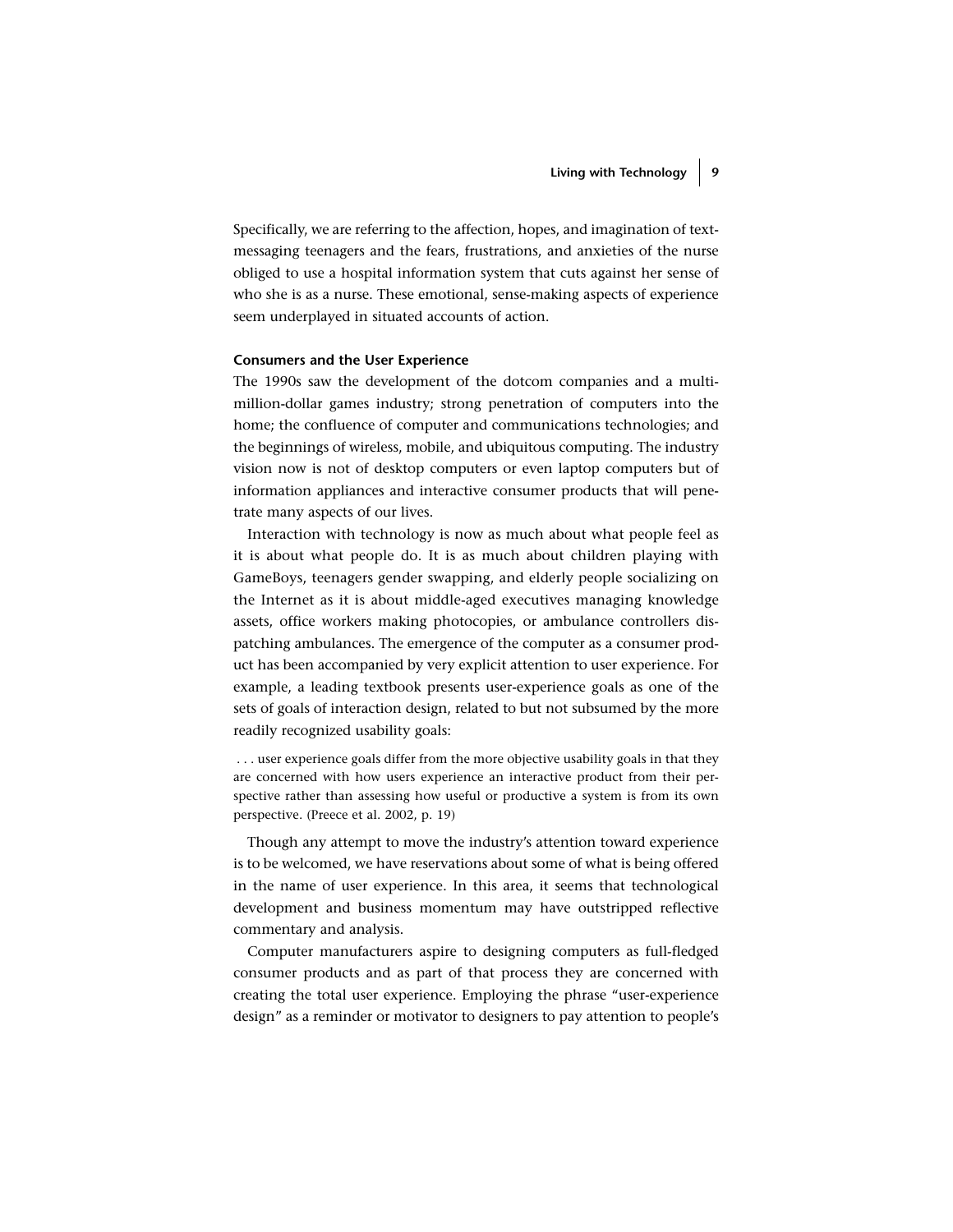Specifically, we are referring to the affection, hopes, and imagination of text-messaging teenagers and the fears, frustrations, and anxieties of the nurse obliged to use a hospital information system that cuts against her sense of who she is as a nurse. These emotional, sense-making aspects of experience seem underplayed in situated accounts of action.

### Consumers and the User Experience

The 1990s saw the development of the dotcom companies and a multi-million-dollar games industry; strong penetration of computers into the home; the confluence of computer and communications technologies; and the beginnings of wireless, mobile, and ubiquitous computing. The industry vision now is not of desktop computers or even laptop computers but of information appliances and interactive consumer products that will penetrate many aspects of our lives.

Interaction with technology is now as much about what people feel as it is about what people do. It is as much about children playing with GameBoys, teenagers gender swapping, and elderly people socializing on the Internet as it is about middle-aged executives managing knowledge assets, office workers making photocopies, or ambulance controllers dispatching ambulances. The emergence of the computer as a consumer product has been accompanied by very explicit attention to user experience. For example, a leading textbook presents user-experience goals as one of the sets of goals of interaction design, related to but not subsumed by the more readily recognized usability goals:

> . . . user experience goals differ from the more objective usability goals in that they are concerned with how users experience an interactive product from their perspective rather than assessing how useful or productive a system is from its own perspective. (Preece et al. 2002, p. 19)

Though any attempt to move the industry's attention toward experience is to be welcomed, we have reservations about some of what is being offered in the name of user experience. In this area, it seems that technological development and business momentum may have outstripped reflective commentary and analysis.

Computer manufacturers aspire to designing computers as full-fledged consumer products and as part of that process they are concerned with creating the total user experience. Employing the phrase "user-experience design" as a reminder or motivator to designers to pay attention to people's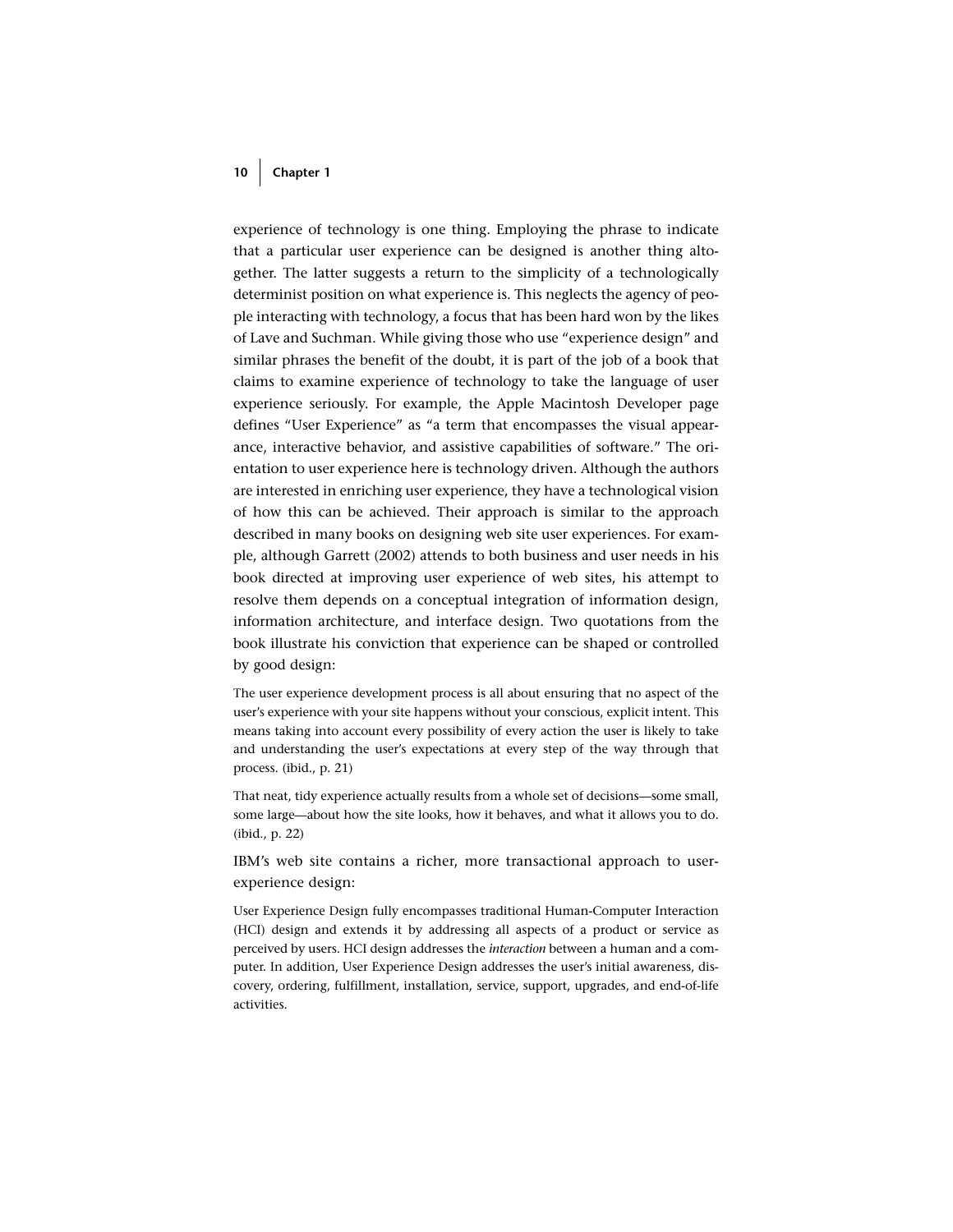experience of technology is one thing. Employing the phrase to indicate that a particular user experience can be designed is another thing altogether. The latter suggests a return to the simplicity of a technologically determinist position on what experience is. This neglects the agency of people interacting with technology, a focus that has been hard won by the likes of Lave and Suchman. While giving those who use "experience design" and similar phrases the benefit of the doubt, it is part of the job of a book that claims to examine experience of technology to take the language of user experience seriously. For example, the Apple Macintosh Developer page defines "User Experience" as "a term that encompasses the visual appearance, interactive behavior, and assistive capabilities of software." The orientation to user experience here is technology driven. Although the authors are interested in enriching user experience, they have a technological vision of how this can be achieved. Their approach is similar to the approach described in many books on designing web site user experiences. For example, although Garrett (2002) attends to both business and user needs in his book directed at improving user experience of web sites, his attempt to resolve them depends on a conceptual integration of information design, information architecture, and interface design. Two quotations from the book illustrate his conviction that experience can be shaped or controlled by good design:

> The user experience development process is all about ensuring that no aspect of the user's experience with your site happens without your conscious, explicit intent. This means taking into account every possibility of every action the user is likely to take and understanding the user's expectations at every step of the way through that process. (ibid., p. 21)

> That neat, tidy experience actually results from a whole set of decisions—some small, some large—about how the site looks, how it behaves, and what it allows you to do. (ibid., p. 22)

IBM's web site contains a richer, more transactional approach to user-experience design:

> User Experience Design fully encompasses traditional Human-Computer Interaction (HCI) design and extends it by addressing all aspects of a product or service as perceived by users. HCI design addresses the *interaction* between a human and a computer. In addition, User Experience Design addresses the user's initial awareness, discovery, ordering, fulfillment, installation, service, support, upgrades, and end-of-life activities.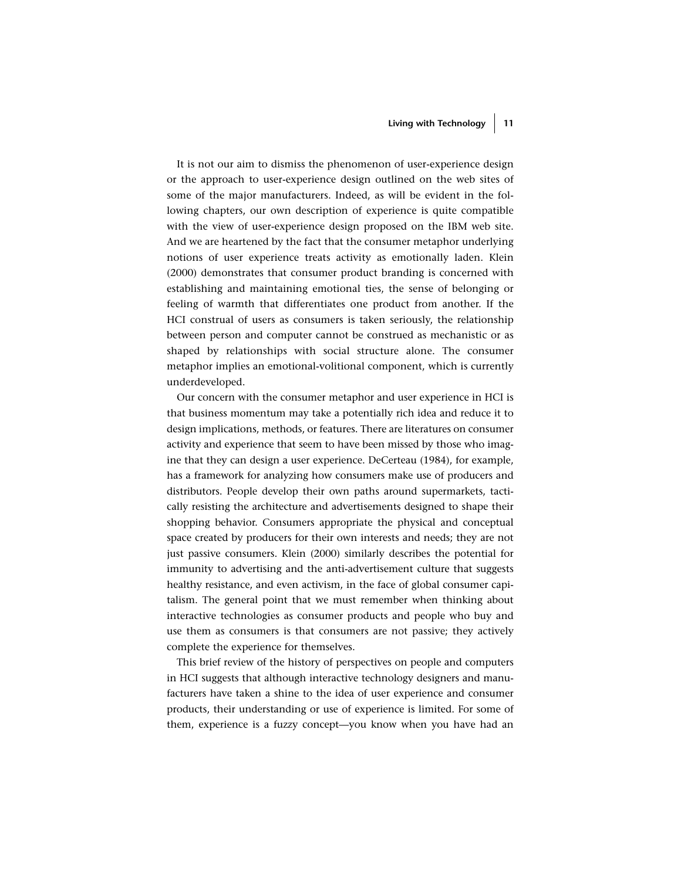It is not our aim to dismiss the phenomenon of user-experience design or the approach to user-experience design outlined on the web sites of some of the major manufacturers. Indeed, as will be evident in the following chapters, our own description of experience is quite compatible with the view of user-experience design proposed on the IBM web site. And we are heartened by the fact that the consumer metaphor underlying notions of user experience treats activity as emotionally laden. Klein (2000) demonstrates that consumer product branding is concerned with establishing and maintaining emotional ties, the sense of belonging or feeling of warmth that differentiates one product from another. If the HCI construal of users as consumers is taken seriously, the relationship between person and computer cannot be construed as mechanistic or as shaped by relationships with social structure alone. The consumer metaphor implies an emotional-volitional component, which is currently underdeveloped.

Our concern with the consumer metaphor and user experience in HCI is that business momentum may take a potentially rich idea and reduce it to design implications, methods, or features. There are literatures on consumer activity and experience that seem to have been missed by those who imagine that they can design a user experience. DeCerteau (1984), for example, has a framework for analyzing how consumers make use of producers and distributors. People develop their own paths around supermarkets, tactically resisting the architecture and advertisements designed to shape their shopping behavior. Consumers appropriate the physical and conceptual space created by producers for their own interests and needs; they are not just passive consumers. Klein (2000) similarly describes the potential for immunity to advertising and the anti-advertisement culture that suggests healthy resistance, and even activism, in the face of global consumer capitalism. The general point that we must remember when thinking about interactive technologies as consumer products and people who buy and use them as consumers is that consumers are not passive; they actively complete the experience for themselves.

This brief review of the history of perspectives on people and computers in HCI suggests that although interactive technology designers and manufacturers have taken a shine to the idea of user experience and consumer products, their understanding or use of experience is limited. For some of them, experience is a fuzzy concept—you know when you have had an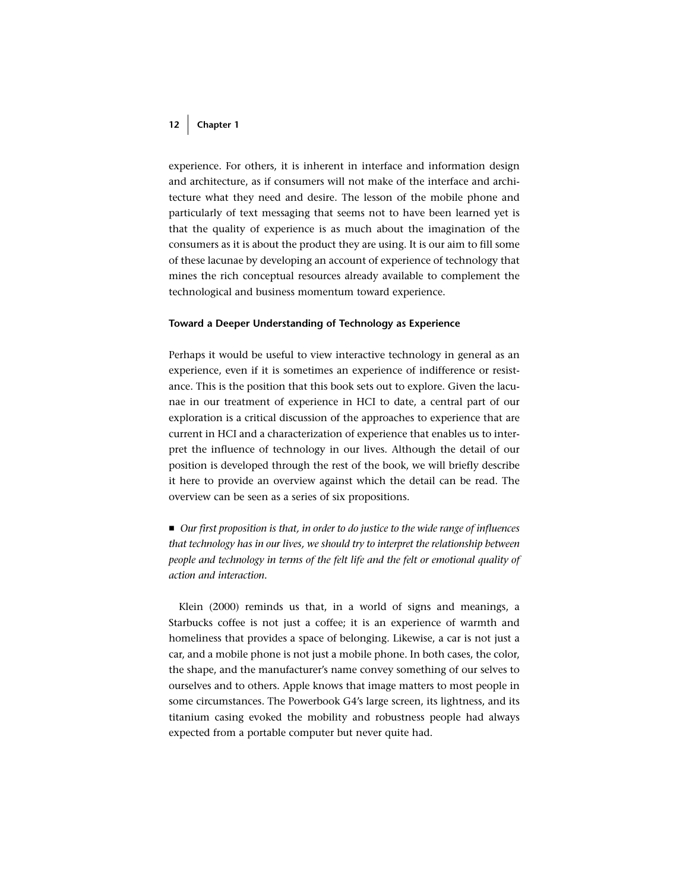experience. For others, it is inherent in interface and information design and architecture, as if consumers will not make of the interface and architecture what they need and desire. The lesson of the mobile phone and particularly of text messaging that seems not to have been learned yet is that the quality of experience is as much about the imagination of the consumers as it is about the product they are using. It is our aim to fill some of these lacunae by developing an account of experience of technology that mines the rich conceptual resources already available to complement the technological and business momentum toward experience.

### Toward a Deeper Understanding of Technology as Experience

Perhaps it would be useful to view interactive technology in general as an experience, even if it is sometimes an experience of indifference or resistance. This is the position that this book sets out to explore. Given the lacunae in our treatment of experience in HCI to date, a central part of our exploration is a critical discussion of the approaches to experience that are current in HCI and a characterization of experience that enables us to interpret the influence of technology in our lives. Although the detail of our position is developed through the rest of the book, we will briefly describe it here to provide an overview against which the detail can be read. The overview can be seen as a series of six propositions.

- *Our first proposition is that, in order to do justice to the wide range of influences that technology has in our lives, we should try to interpret the relationship between people and technology in terms of the felt life and the felt or emotional quality of action and interaction.*

Klein (2000) reminds us that, in a world of signs and meanings, a Starbucks coffee is not just a coffee; it is an experience of warmth and homeliness that provides a space of belonging. Likewise, a car is not just a car, and a mobile phone is not just a mobile phone. In both cases, the color, the shape, and the manufacturer's name convey something of our selves to ourselves and to others. Apple knows that image matters to most people in some circumstances. The Powerbook G4's large screen, its lightness, and its titanium casing evoked the mobility and robustness people had always expected from a portable computer but never quite had.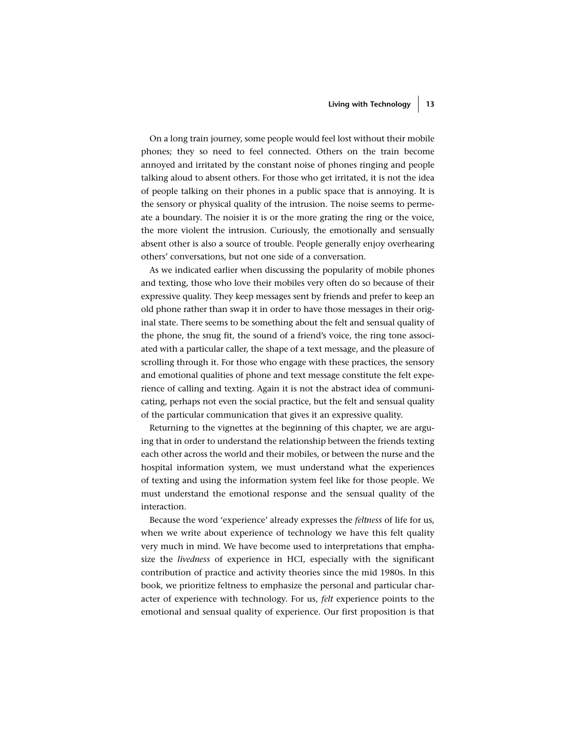On a long train journey, some people would feel lost without their mobile phones; they so need to feel connected. Others on the train become annoyed and irritated by the constant noise of phones ringing and people talking aloud to absent others. For those who get irritated, it is not the idea of people talking on their phones in a public space that is annoying. It is the sensory or physical quality of the intrusion. The noise seems to permeate a boundary. The noisier it is or the more grating the ring or the voice, the more violent the intrusion. Curiously, the emotionally and sensually absent other is also a source of trouble. People generally enjoy overhearing others' conversations, but not one side of a conversation.

As we indicated earlier when discussing the popularity of mobile phones and texting, those who love their mobiles very often do so because of their expressive quality. They keep messages sent by friends and prefer to keep an old phone rather than swap it in order to have those messages in their original state. There seems to be something about the felt and sensual quality of the phone, the snug fit, the sound of a friend's voice, the ring tone associated with a particular caller, the shape of a text message, and the pleasure of scrolling through it. For those who engage with these practices, the sensory and emotional qualities of phone and text message constitute the felt experience of calling and texting. Again it is not the abstract idea of communicating, perhaps not even the social practice, but the felt and sensual quality of the particular communication that gives it an expressive quality.

Returning to the vignettes at the beginning of this chapter, we are arguing that in order to understand the relationship between the friends texting each other across the world and their mobiles, or between the nurse and the hospital information system, we must understand what the experiences of texting and using the information system feel like for those people. We must understand the emotional response and the sensual quality of the interaction.

Because the word 'experience' already expresses the *feltness* of life for us, when we write about experience of technology we have this felt quality very much in mind. We have become used to interpretations that emphasize the *livedness* of experience in HCI, especially with the significant contribution of practice and activity theories since the mid 1980s. In this book, we prioritize feltness to emphasize the personal and particular character of experience with technology. For us, *felt* experience points to the emotional and sensual quality of experience. Our first proposition is that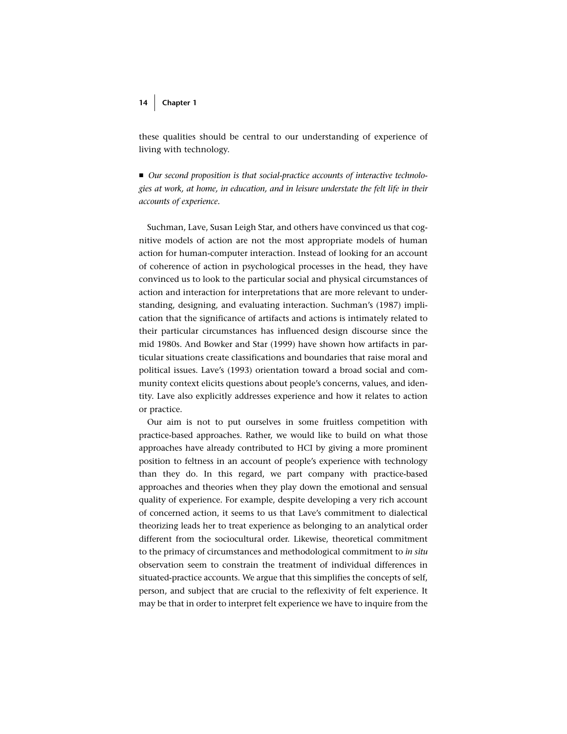these qualities should be central to our understanding of experience of living with technology.

- *Our second proposition is that social-practice accounts of interactive technologies at work, at home, in education, and in leisure understate the felt life in their accounts of experience.*

Suchman, Lave, Susan Leigh Star, and others have convinced us that cognitive models of action are not the most appropriate models of human action for human-computer interaction. Instead of looking for an account of coherence of action in psychological processes in the head, they have convinced us to look to the particular social and physical circumstances of action and interaction for interpretations that are more relevant to understanding, designing, and evaluating interaction. Suchman's (1987) implication that the significance of artifacts and actions is intimately related to their particular circumstances has influenced design discourse since the mid 1980s. And Bowker and Star (1999) have shown how artifacts in particular situations create classifications and boundaries that raise moral and political issues. Lave's (1993) orientation toward a broad social and community context elicits questions about people's concerns, values, and identity. Lave also explicitly addresses experience and how it relates to action or practice.

Our aim is not to put ourselves in some fruitless competition with practice-based approaches. Rather, we would like to build on what those approaches have already contributed to HCI by giving a more prominent position to feltness in an account of people's experience with technology than they do. In this regard, we part company with practice-based approaches and theories when they play down the emotional and sensual quality of experience. For example, despite developing a very rich account of concerned action, it seems to us that Lave's commitment to dialectical theorizing leads her to treat experience as belonging to an analytical order different from the sociocultural order. Likewise, theoretical commitment to the primacy of circumstances and methodological commitment to *in situ* observation seem to constrain the treatment of individual differences in situated-practice accounts. We argue that this simplifies the concepts of self, person, and subject that are crucial to the reflexivity of felt experience. It may be that in order to interpret felt experience we have to inquire from the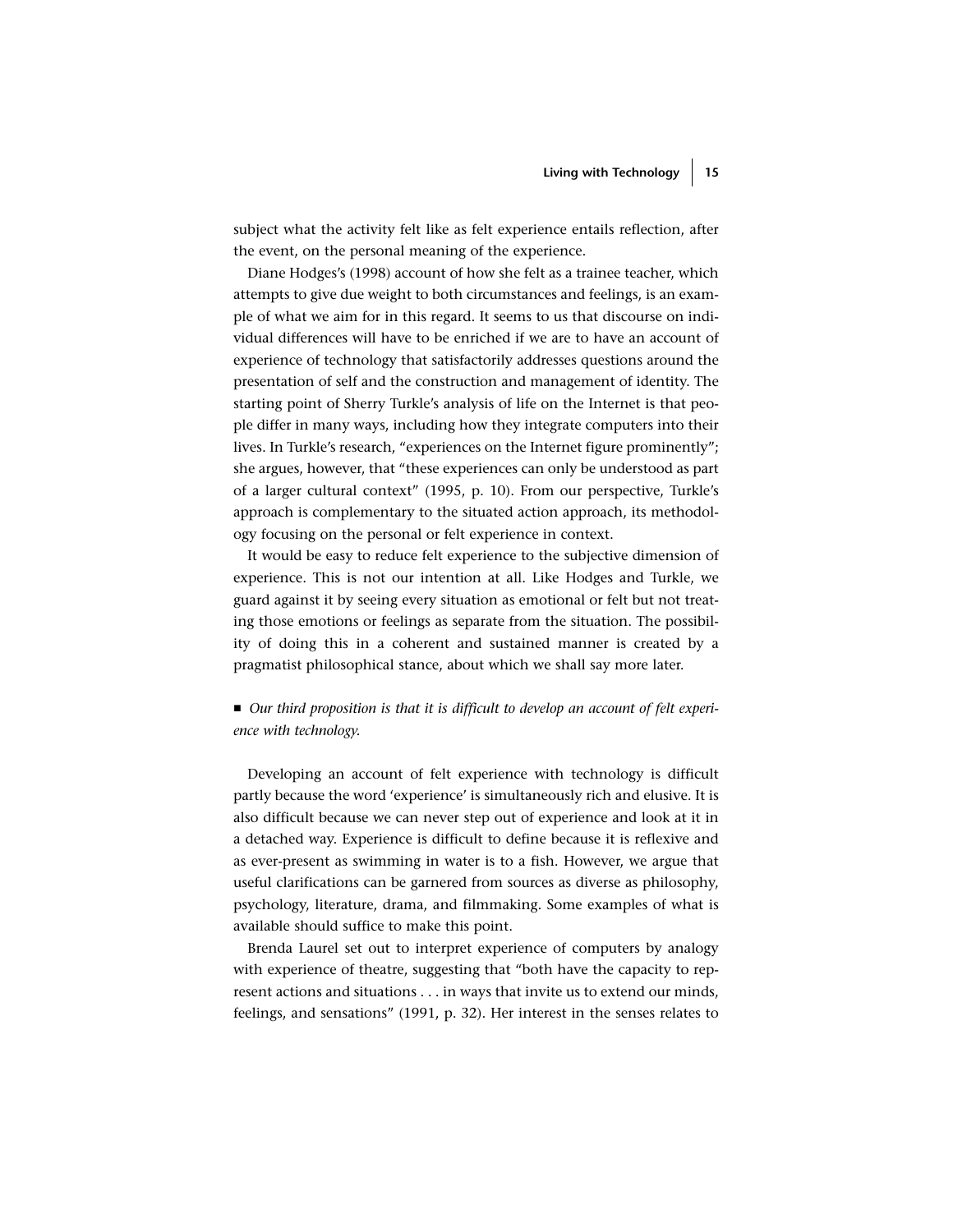subject what the activity felt like as felt experience entails reflection, after the event, on the personal meaning of the experience.

Diane Hodges's (1998) account of how she felt as a trainee teacher, which attempts to give due weight to both circumstances and feelings, is an example of what we aim for in this regard. It seems to us that discourse on individual differences will have to be enriched if we are to have an account of experience of technology that satisfactorily addresses questions around the presentation of self and the construction and management of identity. The starting point of Sherry Turkle's analysis of life on the Internet is that people differ in many ways, including how they integrate computers into their lives. In Turkle's research, "experiences on the Internet figure prominently"; she argues, however, that "these experiences can only be understood as part of a larger cultural context" (1995, p. 10). From our perspective, Turkle's approach is complementary to the situated action approach, its methodology focusing on the personal or felt experience in context.

It would be easy to reduce felt experience to the subjective dimension of experience. This is not our intention at all. Like Hodges and Turkle, we guard against it by seeing every situation as emotional or felt but not treating those emotions or feelings as separate from the situation. The possibility of doing this in a coherent and sustained manner is created by a pragmatist philosophical stance, about which we shall say more later.

- *Our third proposition is that it is difficult to develop an account of felt experience with technology.*

Developing an account of felt experience with technology is difficult partly because the word 'experience' is simultaneously rich and elusive. It is also difficult because we can never step out of experience and look at it in a detached way. Experience is difficult to define because it is reflexive and as ever-present as swimming in water is to a fish. However, we argue that useful clarifications can be garnered from sources as diverse as philosophy, psychology, literature, drama, and filmmaking. Some examples of what is available should suffice to make this point.

Brenda Laurel set out to interpret experience of computers by analogy with experience of theatre, suggesting that "both have the capacity to represent actions and situations . . . in ways that invite us to extend our minds, feelings, and sensations" (1991, p. 32). Her interest in the senses relates to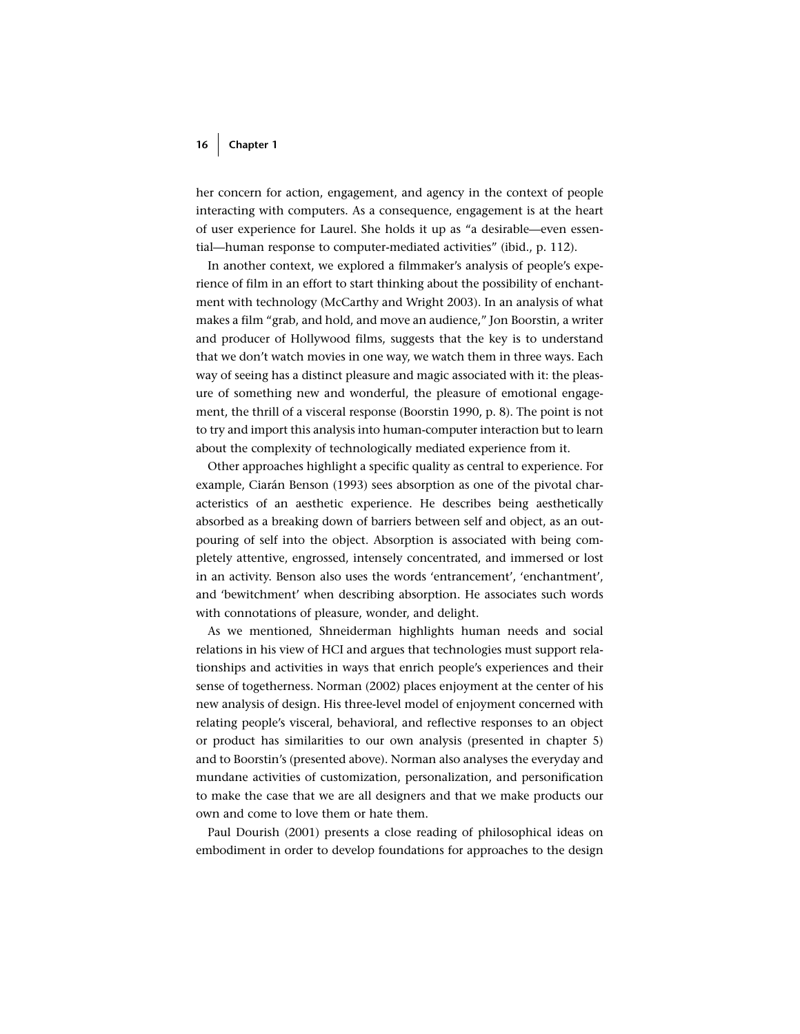her concern for action, engagement, and agency in the context of people interacting with computers. As a consequence, engagement is at the heart of user experience for Laurel. She holds it up as "a desirable—even essential—human response to computer-mediated activities" (ibid., p. 112).

In another context, we explored a filmmaker's analysis of people's experience of film in an effort to start thinking about the possibility of enchantment with technology (McCarthy and Wright 2003). In an analysis of what makes a film "grab, and hold, and move an audience," Jon Boorstin, a writer and producer of Hollywood films, suggests that the key is to understand that we don't watch movies in one way, we watch them in three ways. Each way of seeing has a distinct pleasure and magic associated with it: the pleasure of something new and wonderful, the pleasure of emotional engagement, the thrill of a visceral response (Boorstin 1990, p. 8). The point is not to try and import this analysis into human-computer interaction but to learn about the complexity of technologically mediated experience from it.

Other approaches highlight a specific quality as central to experience. For example, Ciarán Benson (1993) sees absorption as one of the pivotal characteristics of an aesthetic experience. He describes being aesthetically absorbed as a breaking down of barriers between self and object, as an outpouring of self into the object. Absorption is associated with being completely attentive, engrossed, intensely concentrated, and immersed or lost in an activity. Benson also uses the words 'entrancement', 'enchantment', and 'bewitchment' when describing absorption. He associates such words with connotations of pleasure, wonder, and delight.

As we mentioned, Shneiderman highlights human needs and social relations in his view of HCI and argues that technologies must support relationships and activities in ways that enrich people's experiences and their sense of togetherness. Norman (2002) places enjoyment at the center of his new analysis of design. His three-level model of enjoyment concerned with relating people's visceral, behavioral, and reflective responses to an object or product has similarities to our own analysis (presented in chapter 5) and to Boorstin's (presented above). Norman also analyses the everyday and mundane activities of customization, personalization, and personification to make the case that we are all designers and that we make products our own and come to love them or hate them.

Paul Dourish (2001) presents a close reading of philosophical ideas on embodiment in order to develop foundations for approaches to the design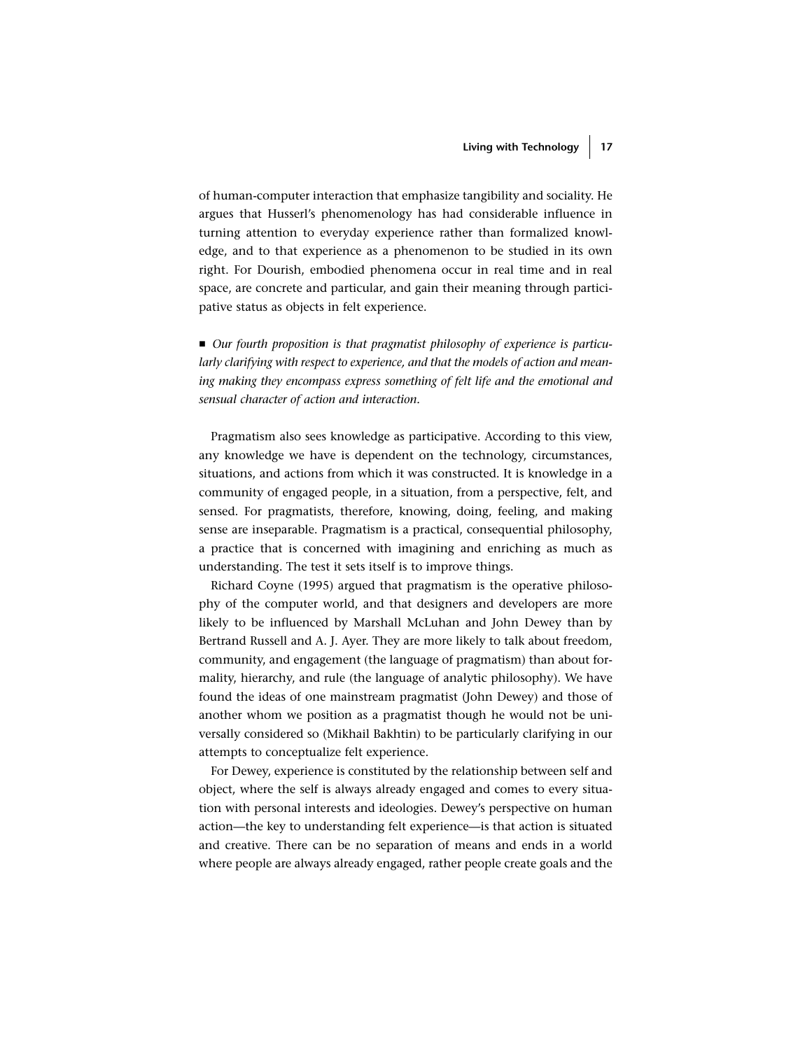of human-computer interaction that emphasize tangibility and sociality. He argues that Husserl's phenomenology has had considerable influence in turning attention to everyday experience rather than formalized knowledge, and to that experience as a phenomenon to be studied in its own right. For Dourish, embodied phenomena occur in real time and in real space, are concrete and particular, and gain their meaning through participative status as objects in felt experience.

- *Our fourth proposition is that pragmatist philosophy of experience is particularly clarifying with respect to experience, and that the models of action and meaning making they encompass express something of felt life and the emotional and sensual character of action and interaction.*

Pragmatism also sees knowledge as participative. According to this view, any knowledge we have is dependent on the technology, circumstances, situations, and actions from which it was constructed. It is knowledge in a community of engaged people, in a situation, from a perspective, felt, and sensed. For pragmatists, therefore, knowing, doing, feeling, and making sense are inseparable. Pragmatism is a practical, consequential philosophy, a practice that is concerned with imagining and enriching as much as understanding. The test it sets itself is to improve things.

Richard Coyne (1995) argued that pragmatism is the operative philosophy of the computer world, and that designers and developers are more likely to be influenced by Marshall McLuhan and John Dewey than by Bertrand Russell and A. J. Ayer. They are more likely to talk about freedom, community, and engagement (the language of pragmatism) than about formality, hierarchy, and rule (the language of analytic philosophy). We have found the ideas of one mainstream pragmatist (John Dewey) and those of another whom we position as a pragmatist though he would not be universally considered so (Mikhail Bakhtin) to be particularly clarifying in our attempts to conceptualize felt experience.

For Dewey, experience is constituted by the relationship between self and object, where the self is always already engaged and comes to every situation with personal interests and ideologies. Dewey's perspective on human action—the key to understanding felt experience—is that action is situated and creative. There can be no separation of means and ends in a world where people are always already engaged, rather people create goals and the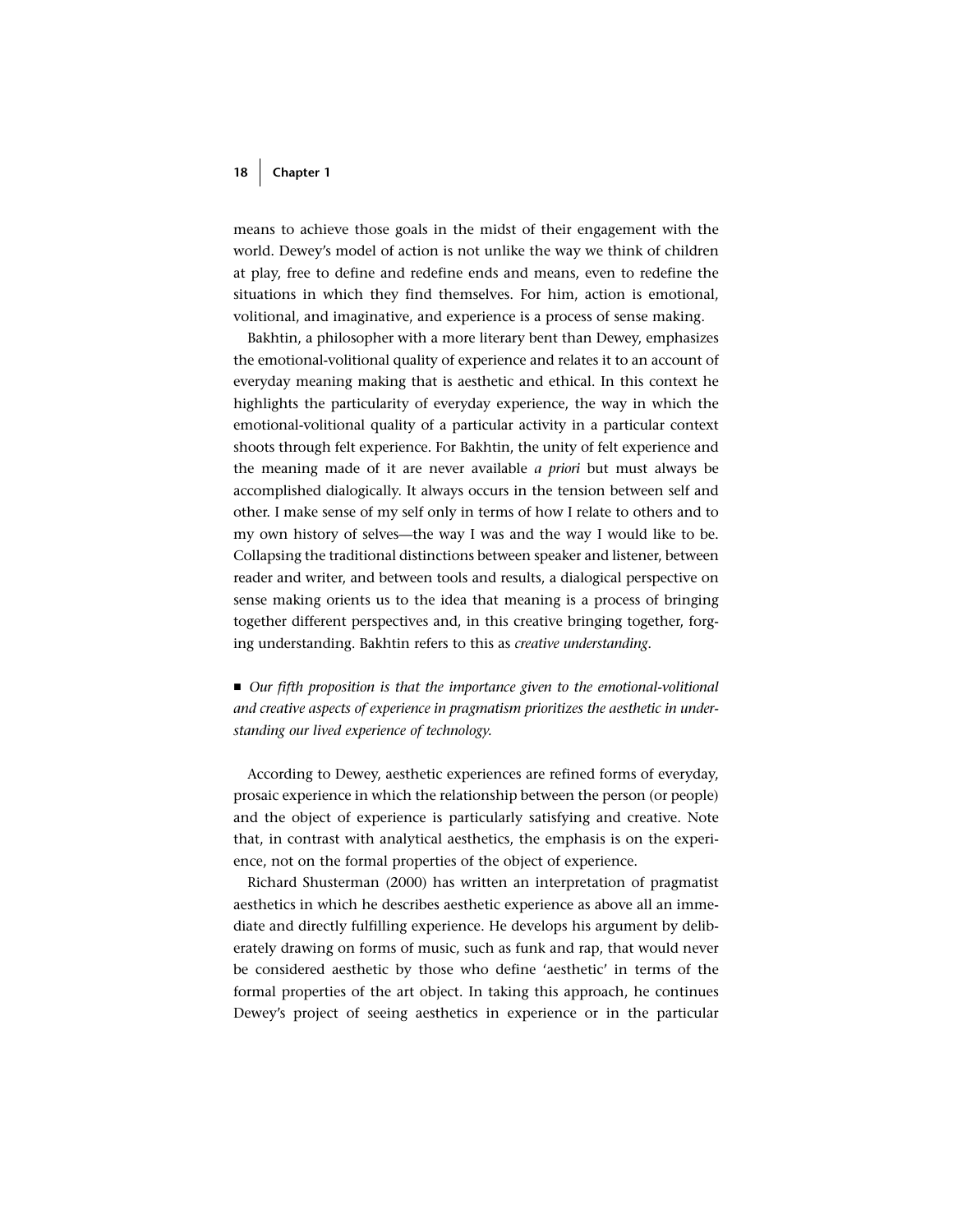means to achieve those goals in the midst of their engagement with the world. Dewey's model of action is not unlike the way we think of children at play, free to define and redefine ends and means, even to redefine the situations in which they find themselves. For him, action is emotional, volitional, and imaginative, and experience is a process of sense making.

Bakhtin, a philosopher with a more literary bent than Dewey, emphasizes the emotional-volitional quality of experience and relates it to an account of everyday meaning making that is aesthetic and ethical. In this context he highlights the particularity of everyday experience, the way in which the emotional-volitional quality of a particular activity in a particular context shoots through felt experience. For Bakhtin, the unity of felt experience and the meaning made of it are never available *a priori* but must always be accomplished dialogically. It always occurs in the tension between self and other. I make sense of my self only in terms of how I relate to others and to my own history of selves—the way I was and the way I would like to be. Collapsing the traditional distinctions between speaker and listener, between reader and writer, and between tools and results, a dialogical perspective on sense making orients us to the idea that meaning is a process of bringing together different perspectives and, in this creative bringing together, forging understanding. Bakhtin refers to this as *creative understanding*.

- *Our fifth proposition is that the importance given to the emotional-volitional and creative aspects of experience in pragmatism prioritizes the aesthetic in understanding our lived experience of technology.*

According to Dewey, aesthetic experiences are refined forms of everyday, prosaic experience in which the relationship between the person (or people) and the object of experience is particularly satisfying and creative. Note that, in contrast with analytical aesthetics, the emphasis is on the experience, not on the formal properties of the object of experience.

Richard Shusterman (2000) has written an interpretation of pragmatist aesthetics in which he describes aesthetic experience as above all an immediate and directly fulfilling experience. He develops his argument by deliberately drawing on forms of music, such as funk and rap, that would never be considered aesthetic by those who define 'aesthetic' in terms of the formal properties of the art object. In taking this approach, he continues Dewey's project of seeing aesthetics in experience or in the particular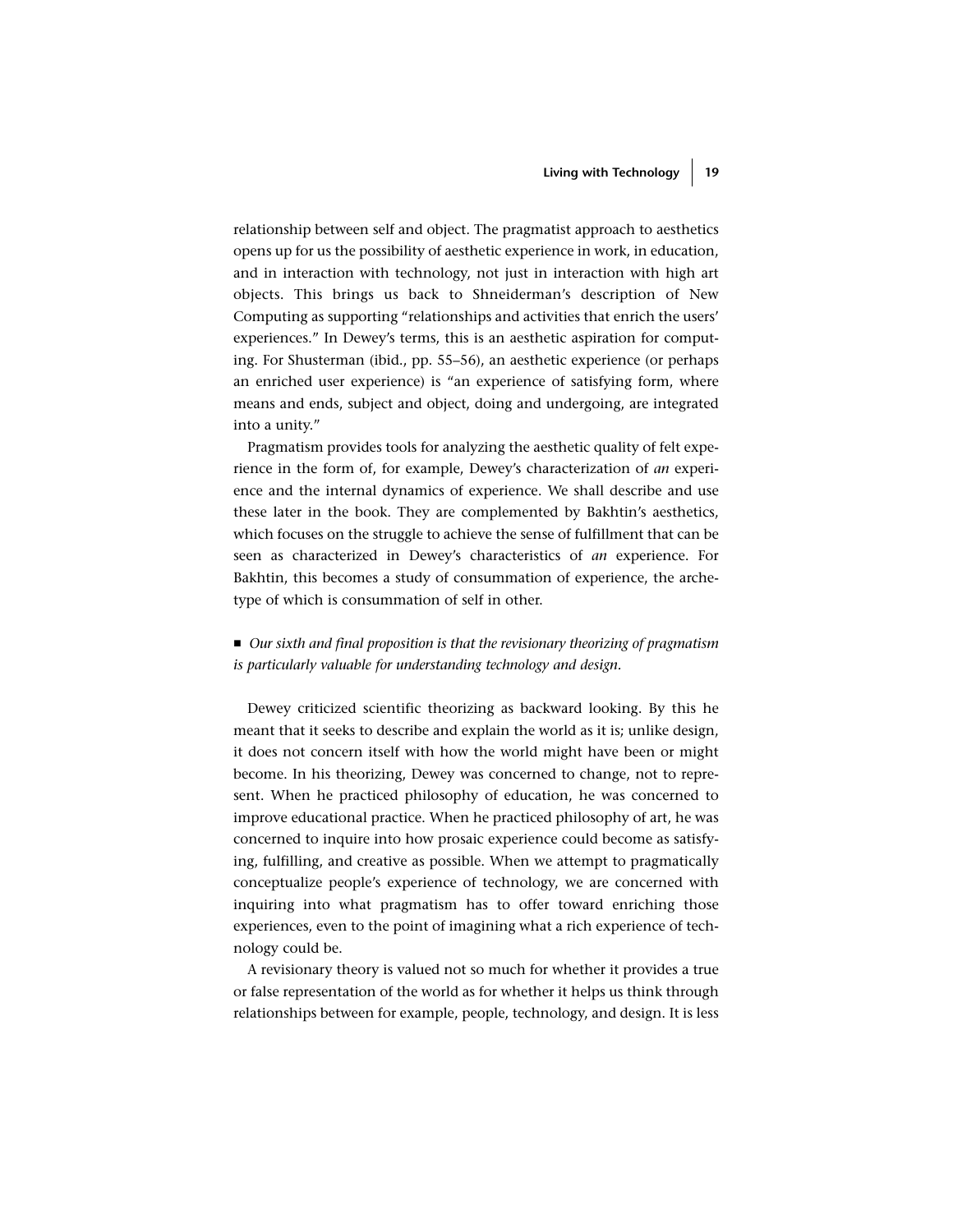relationship between self and object. The pragmatist approach to aesthetics opens up for us the possibility of aesthetic experience in work, in education, and in interaction with technology, not just in interaction with high art objects. This brings us back to Shneiderman's description of New Computing as supporting "relationships and activities that enrich the users' experiences." In Dewey's terms, this is an aesthetic aspiration for computing. For Shusterman (ibid., pp. 55–56), an aesthetic experience (or perhaps an enriched user experience) is "an experience of satisfying form, where means and ends, subject and object, doing and undergoing, are integrated into a unity."

Pragmatism provides tools for analyzing the aesthetic quality of felt experience in the form of, for example, Dewey's characterization of *an* experience and the internal dynamics of experience. We shall describe and use these later in the book. They are complemented by Bakhtin's aesthetics, which focuses on the struggle to achieve the sense of fulfillment that can be seen as characterized in Dewey's characteristics of *an* experience. For Bakhtin, this becomes a study of consummation of experience, the archetype of which is consummation of self in other.

- *Our sixth and final proposition is that the revisionary theorizing of pragmatism is particularly valuable for understanding technology and design.*

Dewey criticized scientific theorizing as backward looking. By this he meant that it seeks to describe and explain the world as it is; unlike design, it does not concern itself with how the world might have been or might become. In his theorizing, Dewey was concerned to change, not to represent. When he practiced philosophy of education, he was concerned to improve educational practice. When he practiced philosophy of art, he was concerned to inquire into how prosaic experience could become as satisfying, fulfilling, and creative as possible. When we attempt to pragmatically conceptualize people's experience of technology, we are concerned with inquiring into what pragmatism has to offer toward enriching those experiences, even to the point of imagining what a rich experience of technology could be.

A revisionary theory is valued not so much for whether it provides a true or false representation of the world as for whether it helps us think through relationships between for example, people, technology, and design. It is less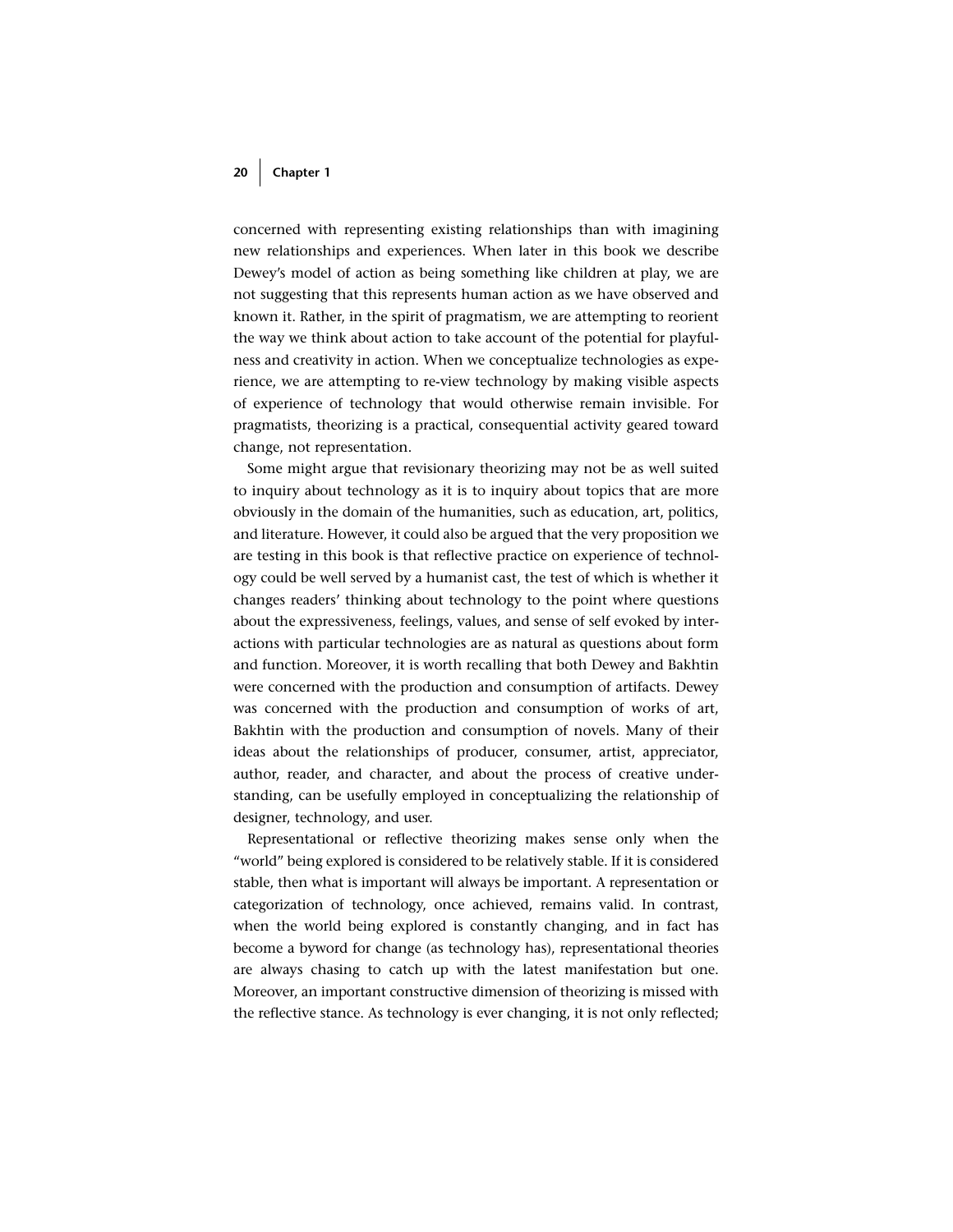concerned with representing existing relationships than with imagining new relationships and experiences. When later in this book we describe Dewey's model of action as being something like children at play, we are not suggesting that this represents human action as we have observed and known it. Rather, in the spirit of pragmatism, we are attempting to reorient the way we think about action to take account of the potential for playfulness and creativity in action. When we conceptualize technologies as experience, we are attempting to re-view technology by making visible aspects of experience of technology that would otherwise remain invisible. For pragmatists, theorizing is a practical, consequential activity geared toward change, not representation.

Some might argue that revisionary theorizing may not be as well suited to inquiry about technology as it is to inquiry about topics that are more obviously in the domain of the humanities, such as education, art, politics, and literature. However, it could also be argued that the very proposition we are testing in this book is that reflective practice on experience of technology could be well served by a humanist cast, the test of which is whether it changes readers' thinking about technology to the point where questions about the expressiveness, feelings, values, and sense of self evoked by interactions with particular technologies are as natural as questions about form and function. Moreover, it is worth recalling that both Dewey and Bakhtin were concerned with the production and consumption of artifacts. Dewey was concerned with the production and consumption of works of art, Bakhtin with the production and consumption of novels. Many of their ideas about the relationships of producer, consumer, artist, appreciator, author, reader, and character, and about the process of creative understanding, can be usefully employed in conceptualizing the relationship of designer, technology, and user.

Representational or reflective theorizing makes sense only when the "world" being explored is considered to be relatively stable. If it is considered stable, then what is important will always be important. A representation or categorization of technology, once achieved, remains valid. In contrast, when the world being explored is constantly changing, and in fact has become a byword for change (as technology has), representational theories are always chasing to catch up with the latest manifestation but one. Moreover, an important constructive dimension of theorizing is missed with the reflective stance. As technology is ever changing, it is not only reflected;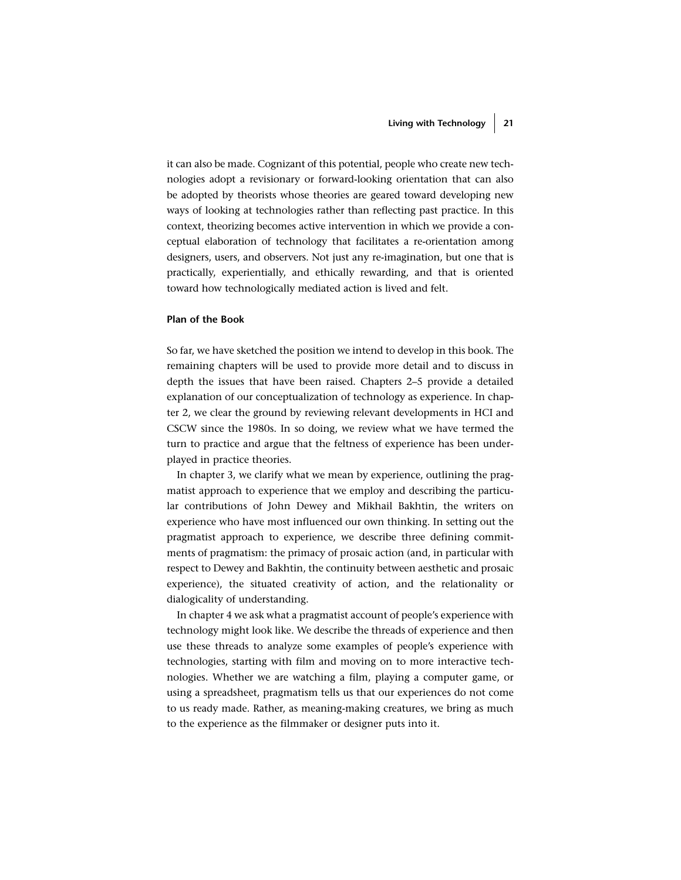it can also be made. Cognizant of this potential, people who create new technologies adopt a revisionary or forward-looking orientation that can also be adopted by theorists whose theories are geared toward developing new ways of looking at technologies rather than reflecting past practice. In this context, theorizing becomes active intervention in which we provide a conceptual elaboration of technology that facilitates a re-orientation among designers, users, and observers. Not just any re-imagination, but one that is practically, experientially, and ethically rewarding, and that is oriented toward how technologically mediated action is lived and felt.

### Plan of the Book

So far, we have sketched the position we intend to develop in this book. The remaining chapters will be used to provide more detail and to discuss in depth the issues that have been raised. Chapters 2–5 provide a detailed explanation of our conceptualization of technology as experience. In chapter 2, we clear the ground by reviewing relevant developments in HCI and CSCW since the 1980s. In so doing, we review what we have termed the turn to practice and argue that the feltness of experience has been underplayed in practice theories.

In chapter 3, we clarify what we mean by experience, outlining the pragmatist approach to experience that we employ and describing the particular contributions of John Dewey and Mikhail Bakhtin, the writers on experience who have most influenced our own thinking. In setting out the pragmatist approach to experience, we describe three defining commitments of pragmatism: the primacy of prosaic action (and, in particular with respect to Dewey and Bakhtin, the continuity between aesthetic and prosaic experience), the situated creativity of action, and the relationality or dialogicality of understanding.

In chapter 4 we ask what a pragmatist account of people's experience with technology might look like. We describe the threads of experience and then use these threads to analyze some examples of people's experience with technologies, starting with film and moving on to more interactive technologies. Whether we are watching a film, playing a computer game, or using a spreadsheet, pragmatism tells us that our experiences do not come to us ready made. Rather, as meaning-making creatures, we bring as much to the experience as the filmmaker or designer puts into it.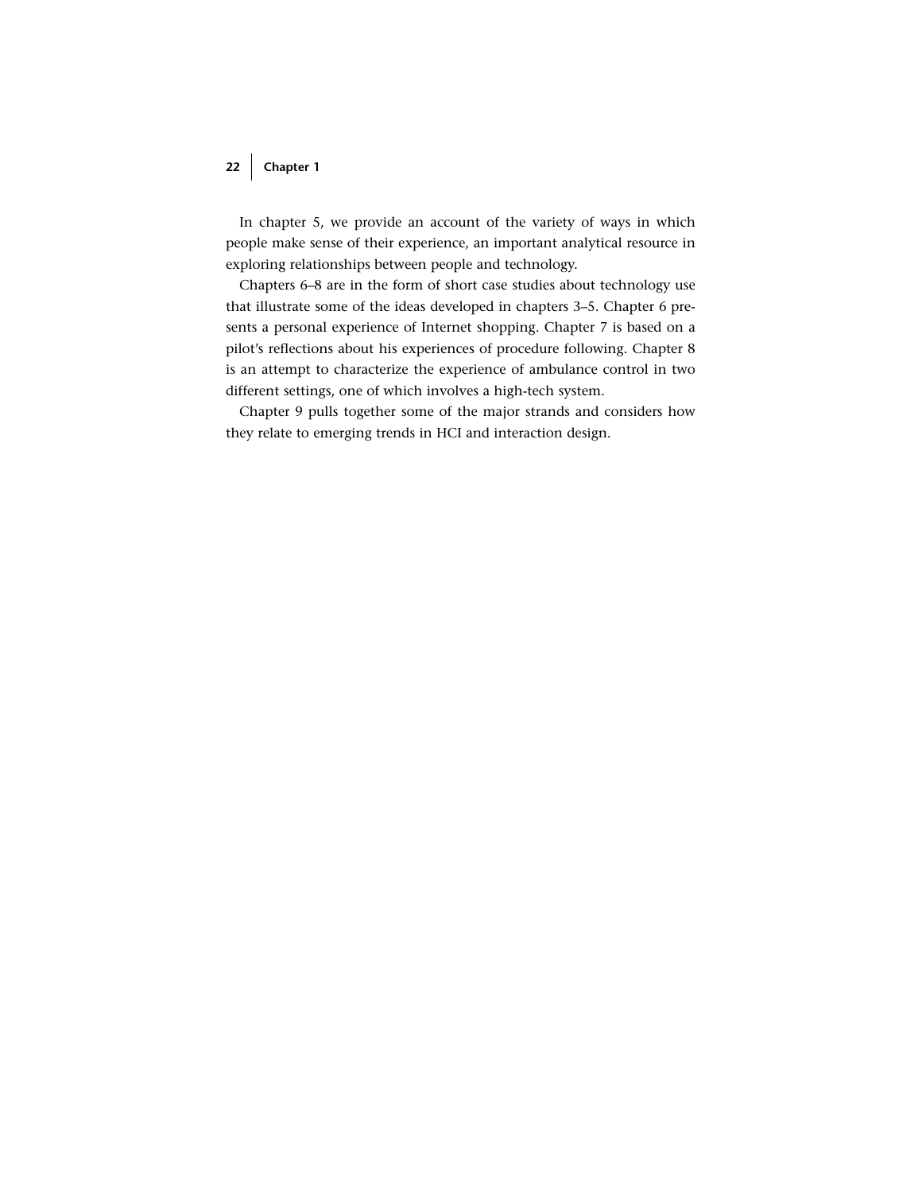In chapter 5, we provide an account of the variety of ways in which people make sense of their experience, an important analytical resource in exploring relationships between people and technology.

Chapters 6–8 are in the form of short case studies about technology use that illustrate some of the ideas developed in chapters 3–5. Chapter 6 presents a personal experience of Internet shopping. Chapter 7 is based on a pilot's reflections about his experiences of procedure following. Chapter 8 is an attempt to characterize the experience of ambulance control in two different settings, one of which involves a high-tech system.

Chapter 9 pulls together some of the major strands and considers how they relate to emerging trends in HCI and interaction design.